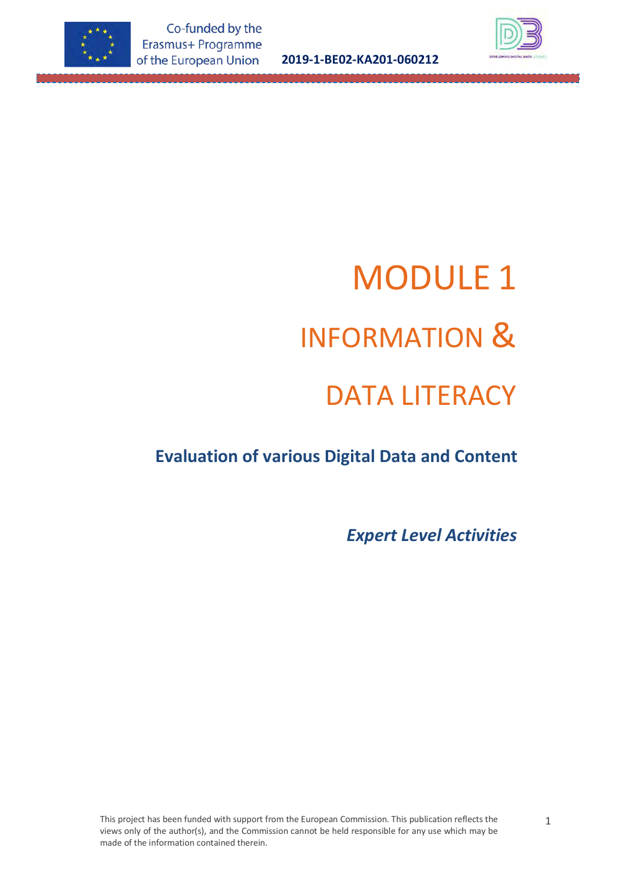Co-funded by the Erasmus+ Programme of the European Union

**2019-1-BE02-KA201-060212**

# MODULE 1

# INFORMATION &

# DATA LITERACY

## Evaluation of various Digital Data and Content

***Expert Level Activities***

This project has been funded with support from the European Commission. This publication reflects the views only of the author(s), and the Commission cannot be held responsible for any use which may be made of the information contained therein.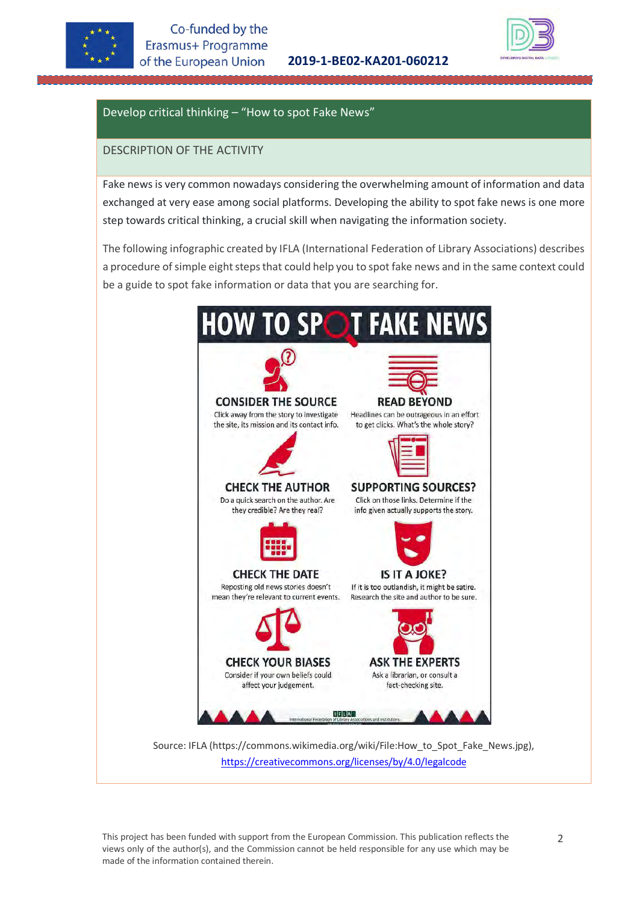## Develop critical thinking – "How to spot Fake News"

### DESCRIPTION OF THE ACTIVITY

Fake news is very common nowadays considering the overwhelming amount of information and data exchanged at very ease among social platforms. Developing the ability to spot fake news is one more step towards critical thinking, a crucial skill when navigating the information society.

The following infographic created by IFLA (International Federation of Library Associations) describes a procedure of simple eight steps that could help you to spot fake news and in the same context could be a guide to spot fake information or data that you are searching for.

# HOW TO SPOT FAKE NEWS

**CONSIDER THE SOURCE**
Click away from the story to investigate the site, its mission and its contact info.

**READ BEYOND**
Headlines can be outrageous in an effort to get clicks. What's the whole story?

**CHECK THE AUTHOR**
Do a quick search on the author. Are they credible? Are they real?

**SUPPORTING SOURCES?**
Click on those links. Determine if the info given actually supports the story.

**CHECK THE DATE**
Reposting old news stories doesn't mean they're relevant to current events.

**IS IT A JOKE?**
If it is too outlandish, it might be satire. Research the site and author to be sure.

**CHECK YOUR BIASES**
Consider if your own beliefs could affect your judgement.

**ASK THE EXPERTS**
Ask a librarian, or consult a fact-checking site.

IFLA International Federation of Library Associations and Institutions

Source: IFLA (https://commons.wikimedia.org/wiki/File:How_to_Spot_Fake_News.jpg), https://creativecommons.org/licenses/by/4.0/legalcode

This project has been funded with support from the European Commission. This publication reflects the views only of the author(s), and the Commission cannot be held responsible for any use which may be made of the information contained therein.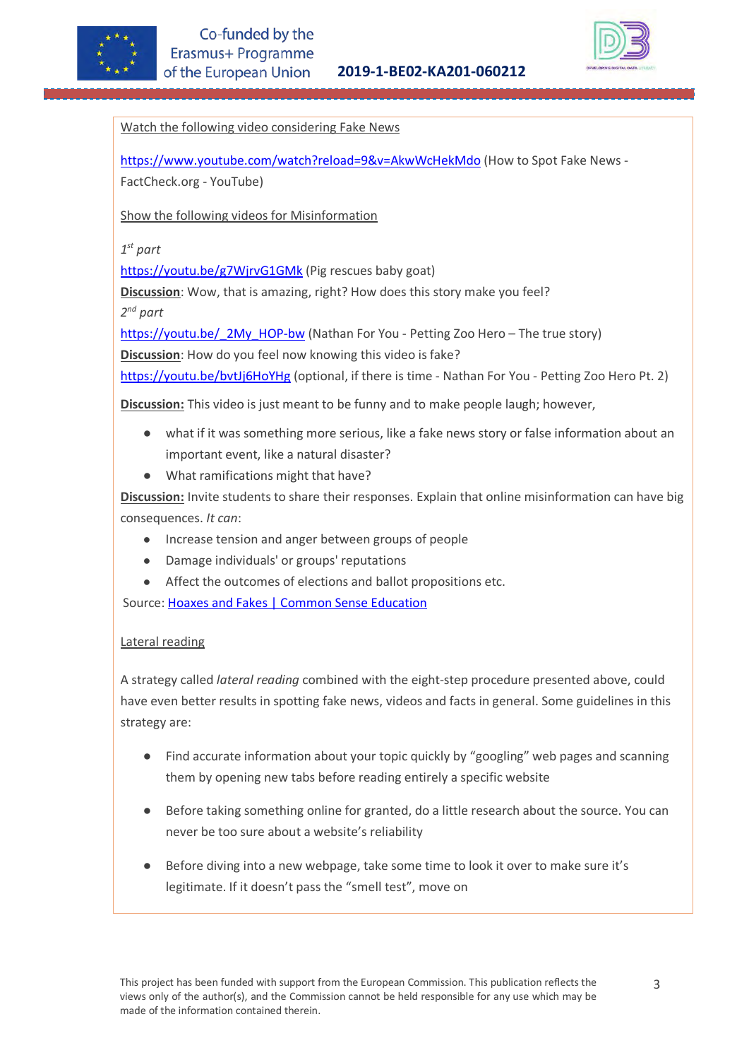Watch the following video considering Fake News

https://www.youtube.com/watch?reload=9&v=AkwWcHekMdo (How to Spot Fake News - FactCheck.org - YouTube)

Show the following videos for Misinformation

*1st part*

https://youtu.be/g7WjrvG1GMk (Pig rescues baby goat)

**Discussion**: Wow, that is amazing, right? How does this story make you feel?

*2nd part*

https://youtu.be/_2My_HOP-bw (Nathan For You - Petting Zoo Hero – The true story)

**Discussion**: How do you feel now knowing this video is fake?

https://youtu.be/bvtJj6HoYHg (optional, if there is time - Nathan For You - Petting Zoo Hero Pt. 2)

**Discussion:** This video is just meant to be funny and to make people laugh; however,

- what if it was something more serious, like a fake news story or false information about an important event, like a natural disaster?
- What ramifications might that have?

**Discussion:** Invite students to share their responses. Explain that online misinformation can have big consequences. *It can*:

- Increase tension and anger between groups of people
- Damage individuals' or groups' reputations
- Affect the outcomes of elections and ballot propositions etc.

Source: Hoaxes and Fakes | Common Sense Education

Lateral reading

A strategy called *lateral reading* combined with the eight-step procedure presented above, could have even better results in spotting fake news, videos and facts in general. Some guidelines in this strategy are:

- Find accurate information about your topic quickly by "googling" web pages and scanning them by opening new tabs before reading entirely a specific website
- Before taking something online for granted, do a little research about the source. You can never be too sure about a website's reliability
- Before diving into a new webpage, take some time to look it over to make sure it's legitimate. If it doesn't pass the "smell test", move on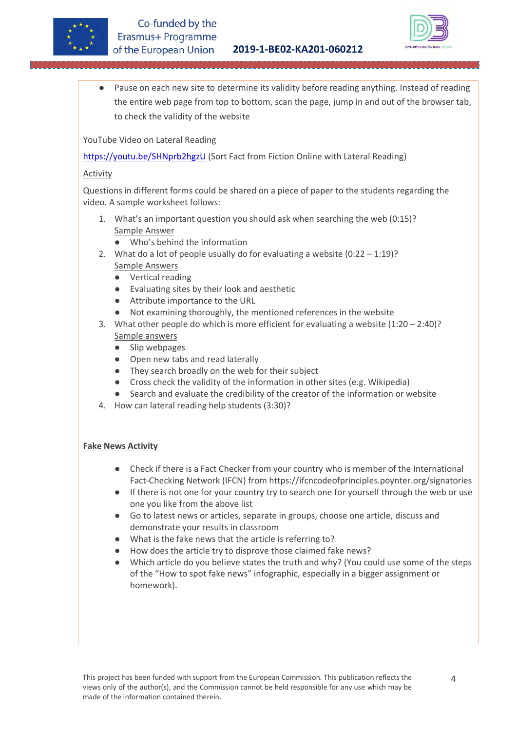- Pause on each new site to determine its validity before reading anything. Instead of reading the entire web page from top to bottom, scan the page, jump in and out of the browser tab, to check the validity of the website

YouTube Video on Lateral Reading

https://youtu.be/SHNprb2hgzU (Sort Fact from Fiction Online with Lateral Reading)

Activity

Questions in different forms could be shared on a piece of paper to the students regarding the video. A sample worksheet follows:

1. What's an important question you should ask when searching the web (0:15)?
   Sample Answer
   - Who's behind the information
2. What do a lot of people usually do for evaluating a website (0:22 – 1:19)?
   Sample Answers
   - Vertical reading
   - Evaluating sites by their look and aesthetic
   - Attribute importance to the URL
   - Not examining thoroughly, the mentioned references in the website
3. What other people do which is more efficient for evaluating a website (1:20 – 2:40)?
   Sample answers
   - Slip webpages
   - Open new tabs and read laterally
   - They search broadly on the web for their subject
   - Cross check the validity of the information in other sites (e.g. Wikipedia)
   - Search and evaluate the credibility of the creator of the information or website
4. How can lateral reading help students (3:30)?

**Fake News Activity**

- Check if there is a Fact Checker from your country who is member of the International Fact-Checking Network (IFCN) from https://ifcncodeofprinciples.poynter.org/signatories
- If there is not one for your country try to search one for yourself through the web or use one you like from the above list
- Go to latest news or articles, separate in groups, choose one article, discuss and demonstrate your results in classroom
- What is the fake news that the article is referring to?
- How does the article try to disprove those claimed fake news?
- Which article do you believe states the truth and why? (You could use some of the steps of the "How to spot fake news" infographic, especially in a bigger assignment or homework).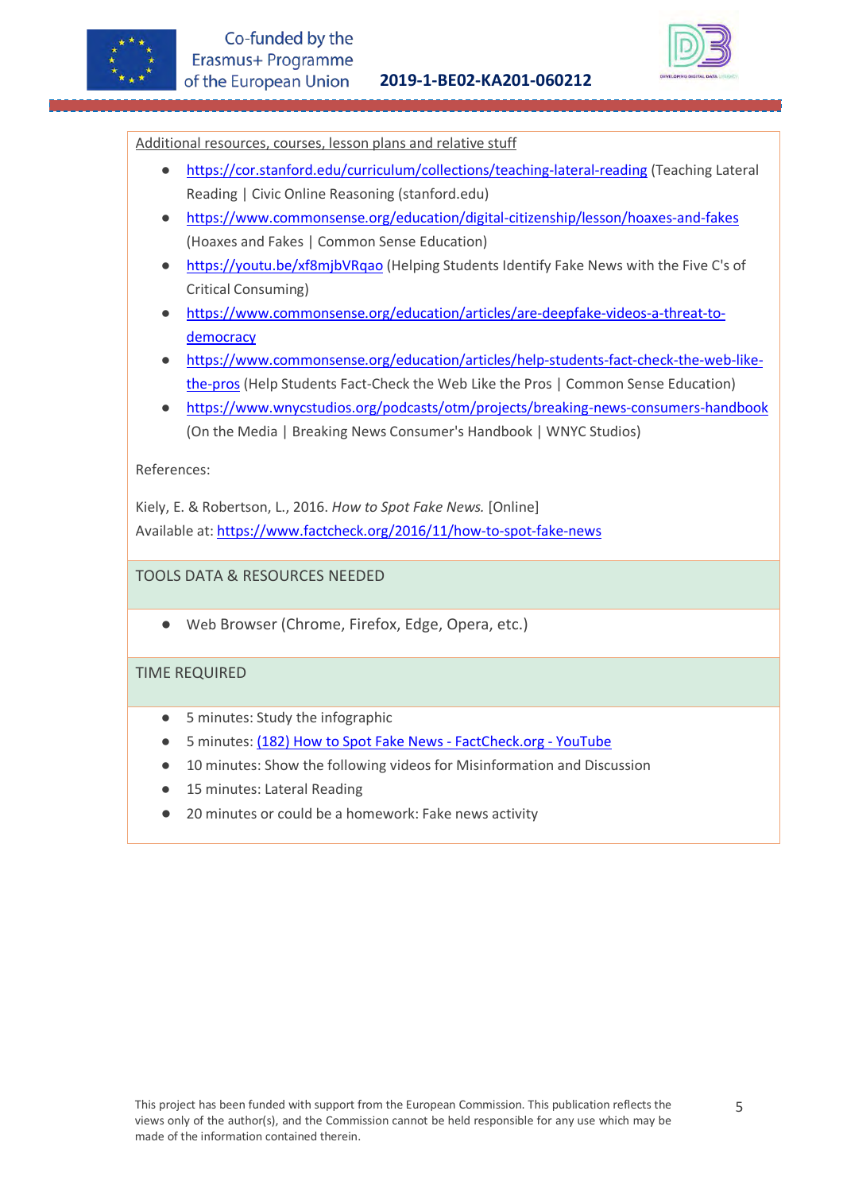Additional resources, courses, lesson plans and relative stuff

- https://cor.stanford.edu/curriculum/collections/teaching-lateral-reading (Teaching Lateral Reading | Civic Online Reasoning (stanford.edu)
- https://www.commonsense.org/education/digital-citizenship/lesson/hoaxes-and-fakes (Hoaxes and Fakes | Common Sense Education)
- https://youtu.be/xf8mjbVRqao (Helping Students Identify Fake News with the Five C's of Critical Consuming)
- https://www.commonsense.org/education/articles/are-deepfake-videos-a-threat-to-democracy
- https://www.commonsense.org/education/articles/help-students-fact-check-the-web-like-the-pros (Help Students Fact-Check the Web Like the Pros | Common Sense Education)
- https://www.wnycstudios.org/podcasts/otm/projects/breaking-news-consumers-handbook (On the Media | Breaking News Consumer's Handbook | WNYC Studios)

References:

Kiely, E. & Robertson, L., 2016. *How to Spot Fake News.* [Online]
Available at: https://www.factcheck.org/2016/11/how-to-spot-fake-news

## TOOLS DATA & RESOURCES NEEDED

- Web Browser (Chrome, Firefox, Edge, Opera, etc.)

## TIME REQUIRED

- 5 minutes: Study the infographic
- 5 minutes: (182) How to Spot Fake News - FactCheck.org - YouTube
- 10 minutes: Show the following videos for Misinformation and Discussion
- 15 minutes: Lateral Reading
- 20 minutes or could be a homework: Fake news activity